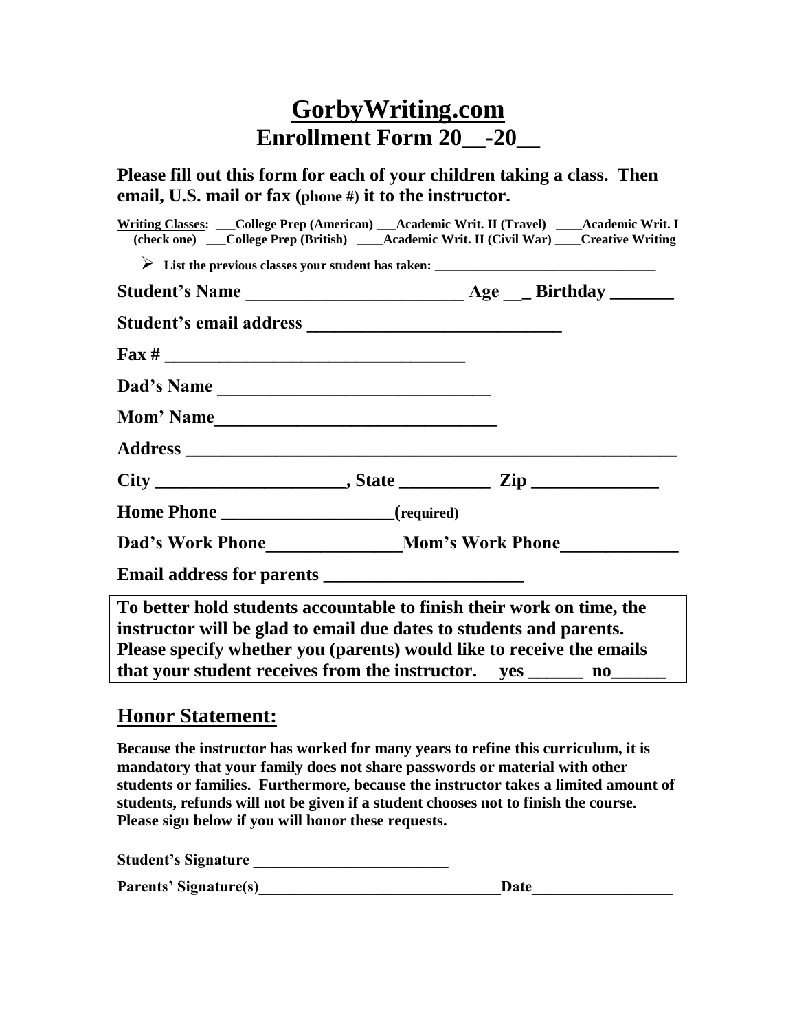# GorbyWriting.com

## Enrollment Form 20__-20__

**Please fill out this form for each of your children taking a class. Then email, U.S. mail or fax (phone #) it to the instructor.**

**Writing Classes:** ___College Prep (American) ___Academic Writ. II (Travel) ____Academic Writ. I
**(check one)** ___College Prep (British) ____Academic Writ. II (Civil War) ____Creative Writing

- **List the previous classes your student has taken:** ___________________________________

**Student's Name** ________________________ **Age** __ **Birthday** _______

**Student's email address** ___________________________

**Fax #** ________________________________

**Dad's Name** ______________________________

**Mom' Name**______________________________

**Address** _______________________________________________________

**City** ____________________, **State** __________ **Zip** ______________

**Home Phone** __________________(required)

**Dad's Work Phone**_______________**Mom's Work Phone**_____________

**Email address for parents** _____________________

**To better hold students accountable to finish their work on time, the instructor will be glad to email due dates to students and parents. Please specify whether you (parents) would like to receive the emails that your student receives from the instructor. yes ______ no______**

## Honor Statement:

**Because the instructor has worked for many years to refine this curriculum, it is mandatory that your family does not share passwords or material with other students or families. Furthermore, because the instructor takes a limited amount of students, refunds will not be given if a student chooses not to finish the course. Please sign below if you will honor these requests.**

**Student's Signature** _________________________

**Parents' Signature(s)**_______________________________**Date**_________________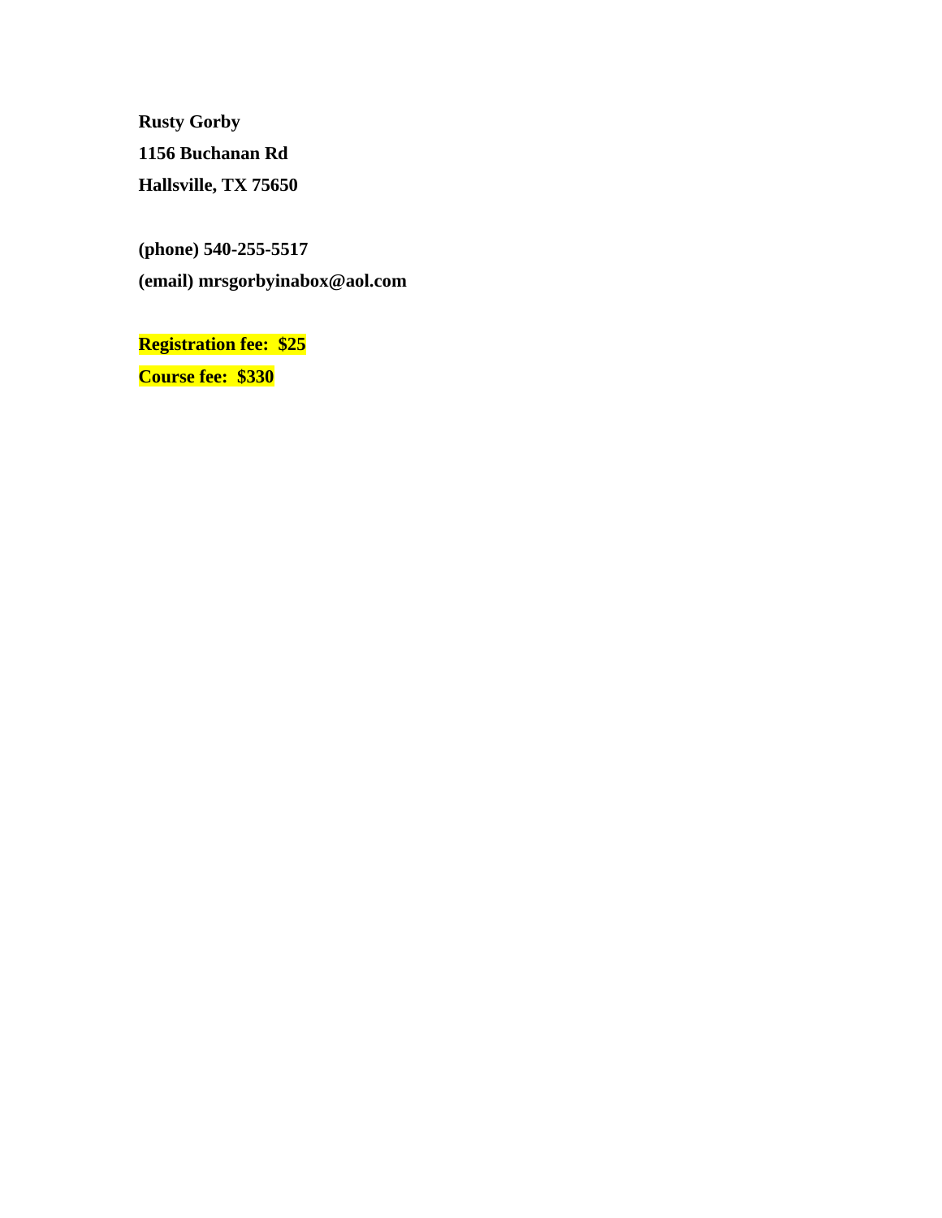**Rusty Gorby**

**1156 Buchanan Rd**

**Hallsville, TX 75650**

**(phone) 540-255-5517**

**(email) mrsgorbyinabox@aol.com**

**Registration fee:  $25**

**Course fee:  $330**